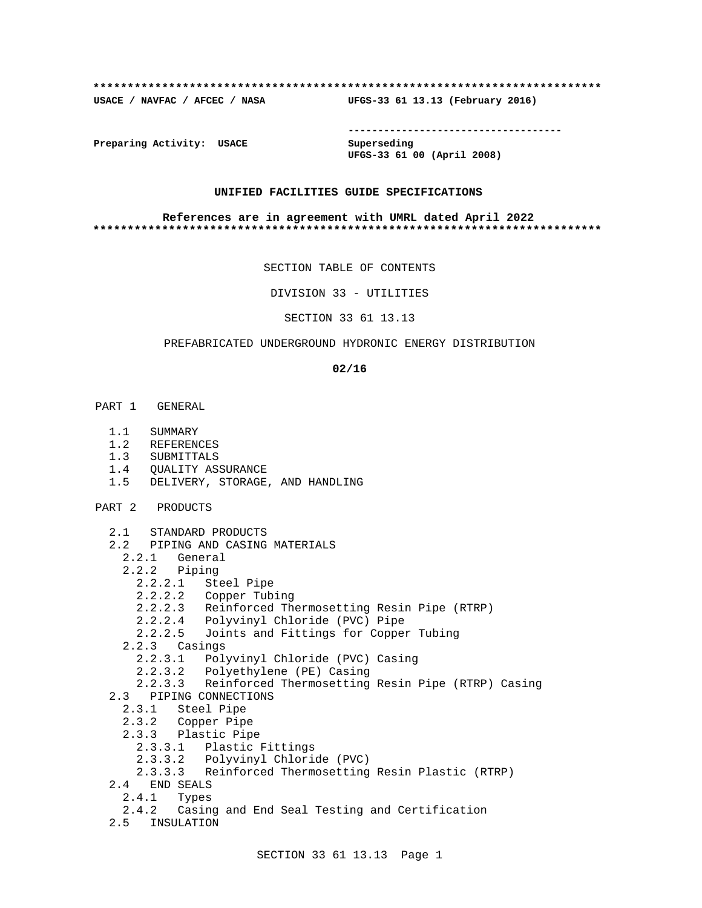**************************************************************************

**USACE / NAVFAC / AFCEC / NASA** **UFGS-33 61 13.13 (February 2016)**

-----------------------------------

**Preparing Activity: USACE** **Superseding**
**UFGS-33 61 00 (April 2008)**

**UNIFIED FACILITIES GUIDE SPECIFICATIONS**

**References are in agreement with UMRL dated April 2022**

**************************************************************************

SECTION TABLE OF CONTENTS

DIVISION 33 - UTILITIES

SECTION 33 61 13.13

PREFABRICATED UNDERGROUND HYDRONIC ENERGY DISTRIBUTION

**02/16**

PART 1 GENERAL

- 1.1 SUMMARY
- 1.2 REFERENCES
- 1.3 SUBMITTALS
- 1.4 QUALITY ASSURANCE
- 1.5 DELIVERY, STORAGE, AND HANDLING

PART 2 PRODUCTS

- 2.1 STANDARD PRODUCTS
- 2.2 PIPING AND CASING MATERIALS
  - 2.2.1 General
  - 2.2.2 Piping
    - 2.2.2.1 Steel Pipe
    - 2.2.2.2 Copper Tubing
    - 2.2.2.3 Reinforced Thermosetting Resin Pipe (RTRP)
    - 2.2.2.4 Polyvinyl Chloride (PVC) Pipe
    - 2.2.2.5 Joints and Fittings for Copper Tubing
  - 2.2.3 Casings
    - 2.2.3.1 Polyvinyl Chloride (PVC) Casing
    - 2.2.3.2 Polyethylene (PE) Casing
    - 2.2.3.3 Reinforced Thermosetting Resin Pipe (RTRP) Casing
- 2.3 PIPING CONNECTIONS
  - 2.3.1 Steel Pipe
  - 2.3.2 Copper Pipe
  - 2.3.3 Plastic Pipe
    - 2.3.3.1 Plastic Fittings
    - 2.3.3.2 Polyvinyl Chloride (PVC)
    - 2.3.3.3 Reinforced Thermosetting Resin Plastic (RTRP)
- 2.4 END SEALS
  - 2.4.1 Types
  - 2.4.2 Casing and End Seal Testing and Certification
- 2.5 INSULATION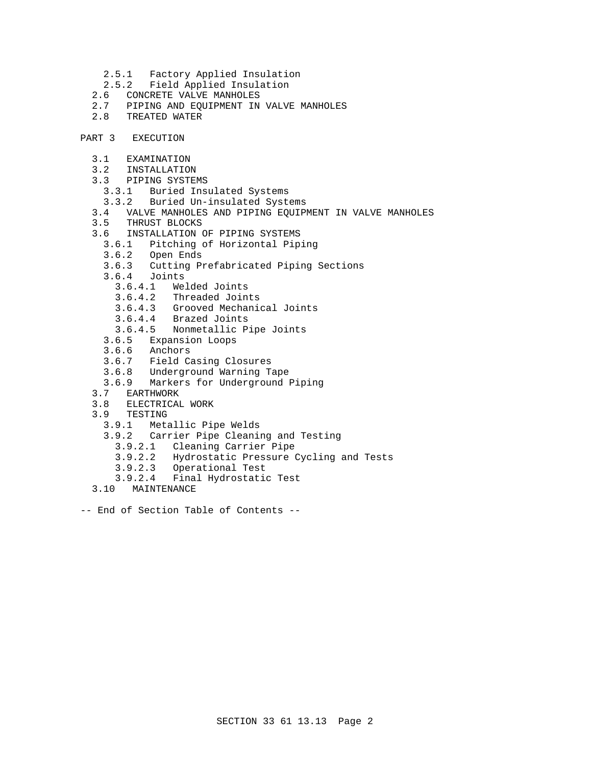- 2.5.1 Factory Applied Insulation
- 2.5.2 Field Applied Insulation
- 2.6 CONCRETE VALVE MANHOLES
- 2.7 PIPING AND EQUIPMENT IN VALVE MANHOLES
- 2.8 TREATED WATER

PART 3 EXECUTION

- 3.1 EXAMINATION
- 3.2 INSTALLATION
- 3.3 PIPING SYSTEMS
  - 3.3.1 Buried Insulated Systems
  - 3.3.2 Buried Un-insulated Systems
- 3.4 VALVE MANHOLES AND PIPING EQUIPMENT IN VALVE MANHOLES
- 3.5 THRUST BLOCKS
- 3.6 INSTALLATION OF PIPING SYSTEMS
  - 3.6.1 Pitching of Horizontal Piping
  - 3.6.2 Open Ends
  - 3.6.3 Cutting Prefabricated Piping Sections
  - 3.6.4 Joints
    - 3.6.4.1 Welded Joints
    - 3.6.4.2 Threaded Joints
    - 3.6.4.3 Grooved Mechanical Joints
    - 3.6.4.4 Brazed Joints
    - 3.6.4.5 Nonmetallic Pipe Joints
  - 3.6.5 Expansion Loops
  - 3.6.6 Anchors
  - 3.6.7 Field Casing Closures
  - 3.6.8 Underground Warning Tape
  - 3.6.9 Markers for Underground Piping
- 3.7 EARTHWORK
- 3.8 ELECTRICAL WORK
- 3.9 TESTING
  - 3.9.1 Metallic Pipe Welds
  - 3.9.2 Carrier Pipe Cleaning and Testing
    - 3.9.2.1 Cleaning Carrier Pipe
    - 3.9.2.2 Hydrostatic Pressure Cycling and Tests
    - 3.9.2.3 Operational Test
    - 3.9.2.4 Final Hydrostatic Test
- 3.10 MAINTENANCE

-- End of Section Table of Contents --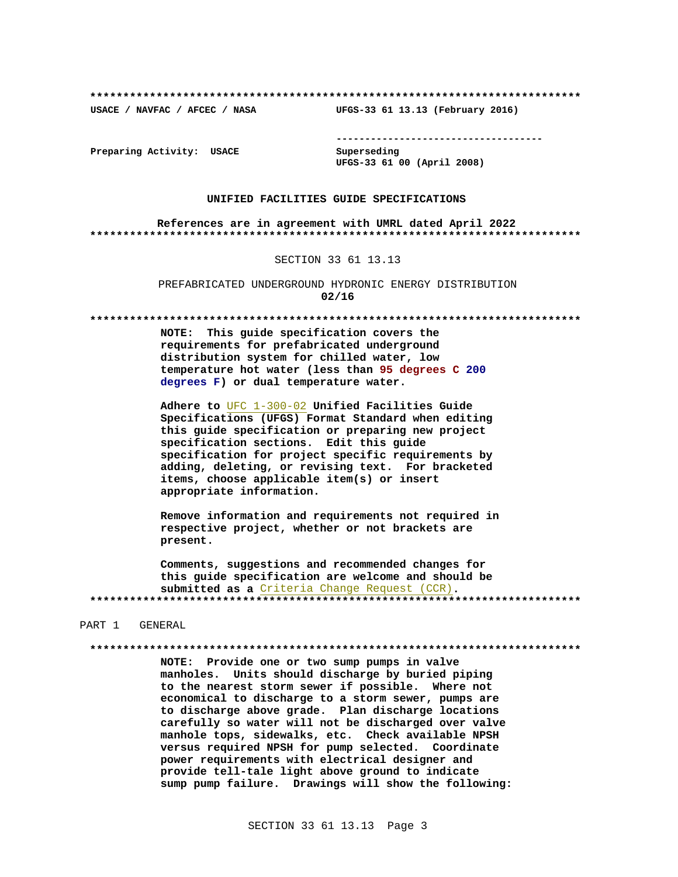**************************************************************************

USACE / NAVFAC / AFCEC / NASA UFGS-33 61 13.13 (February 2016)

-----------------------------------

Preparing Activity: USACE Superseding
UFGS-33 61 00 (April 2008)

**UNIFIED FACILITIES GUIDE SPECIFICATIONS**

**References are in agreement with UMRL dated April 2022**

**************************************************************************

SECTION 33 61 13.13

PREFABRICATED UNDERGROUND HYDRONIC ENERGY DISTRIBUTION
**02/16**

**************************************************************************

**NOTE: This guide specification covers the requirements for prefabricated underground distribution system for chilled water, low temperature hot water (less than 95 degrees C 200 degrees F) or dual temperature water.**

**Adhere to UFC 1-300-02 Unified Facilities Guide Specifications (UFGS) Format Standard when editing this guide specification or preparing new project specification sections. Edit this guide specification for project specific requirements by adding, deleting, or revising text. For bracketed items, choose applicable item(s) or insert appropriate information.**

**Remove information and requirements not required in respective project, whether or not brackets are present.**

**Comments, suggestions and recommended changes for this guide specification are welcome and should be submitted as a Criteria Change Request (CCR).**

**************************************************************************

PART 1 GENERAL

**************************************************************************

**NOTE: Provide one or two sump pumps in valve manholes. Units should discharge by buried piping to the nearest storm sewer if possible. Where not economical to discharge to a storm sewer, pumps are to discharge above grade. Plan discharge locations carefully so water will not be discharged over valve manhole tops, sidewalks, etc. Check available NPSH versus required NPSH for pump selected. Coordinate power requirements with electrical designer and provide tell-tale light above ground to indicate sump pump failure. Drawings will show the following:**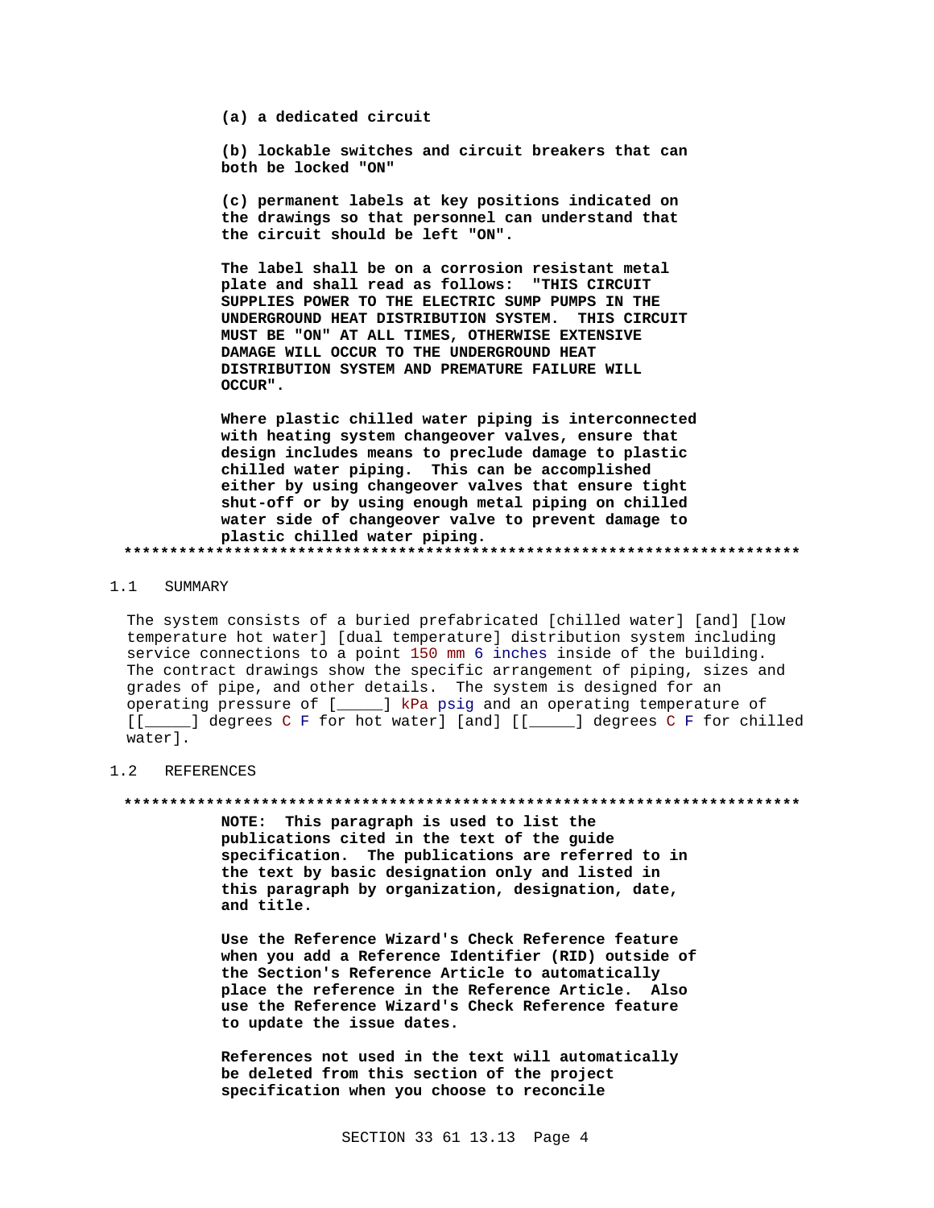**(a) a dedicated circuit**

**(b) lockable switches and circuit breakers that can both be locked "ON"**

**(c) permanent labels at key positions indicated on the drawings so that personnel can understand that the circuit should be left "ON".**

**The label shall be on a corrosion resistant metal plate and shall read as follows: "THIS CIRCUIT SUPPLIES POWER TO THE ELECTRIC SUMP PUMPS IN THE UNDERGROUND HEAT DISTRIBUTION SYSTEM. THIS CIRCUIT MUST BE "ON" AT ALL TIMES, OTHERWISE EXTENSIVE DAMAGE WILL OCCUR TO THE UNDERGROUND HEAT DISTRIBUTION SYSTEM AND PREMATURE FAILURE WILL OCCUR".**

**Where plastic chilled water piping is interconnected with heating system changeover valves, ensure that design includes means to preclude damage to plastic chilled water piping. This can be accomplished either by using changeover valves that ensure tight shut-off or by using enough metal piping on chilled water side of changeover valve to prevent damage to plastic chilled water piping.**

**************************************************************************

## 1.1 SUMMARY

The system consists of a buried prefabricated [chilled water] [and] [low temperature hot water] [dual temperature] distribution system including service connections to a point 150 mm 6 inches inside of the building. The contract drawings show the specific arrangement of piping, sizes and grades of pipe, and other details. The system is designed for an operating pressure of [_____] kPa psig and an operating temperature of [[_____] degrees C F for hot water] [and] [[_____] degrees C F for chilled water].

## 1.2 REFERENCES

**************************************************************************

**NOTE: This paragraph is used to list the publications cited in the text of the guide specification. The publications are referred to in the text by basic designation only and listed in this paragraph by organization, designation, date, and title.**

**Use the Reference Wizard's Check Reference feature when you add a Reference Identifier (RID) outside of the Section's Reference Article to automatically place the reference in the Reference Article. Also use the Reference Wizard's Check Reference feature to update the issue dates.**

**References not used in the text will automatically be deleted from this section of the project specification when you choose to reconcile**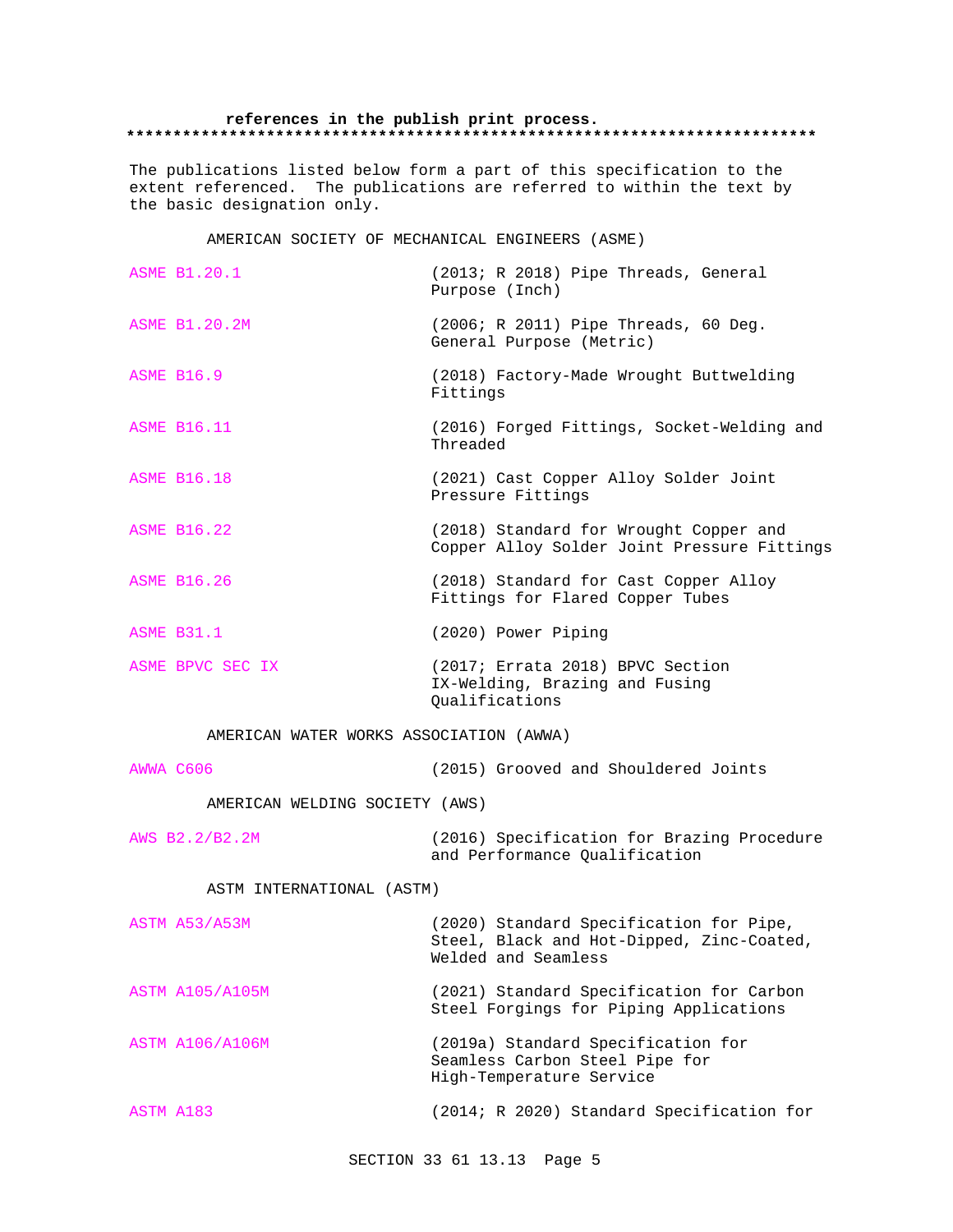**references in the publish print process.**
**************************************************************************

The publications listed below form a part of this specification to the extent referenced. The publications are referred to within the text by the basic designation only.

AMERICAN SOCIETY OF MECHANICAL ENGINEERS (ASME)

| | |
|---|---|
| ASME B1.20.1 | (2013; R 2018) Pipe Threads, General Purpose (Inch) |
| ASME B1.20.2M | (2006; R 2011) Pipe Threads, 60 Deg. General Purpose (Metric) |
| ASME B16.9 | (2018) Factory-Made Wrought Buttwelding Fittings |
| ASME B16.11 | (2016) Forged Fittings, Socket-Welding and Threaded |
| ASME B16.18 | (2021) Cast Copper Alloy Solder Joint Pressure Fittings |
| ASME B16.22 | (2018) Standard for Wrought Copper and Copper Alloy Solder Joint Pressure Fittings |
| ASME B16.26 | (2018) Standard for Cast Copper Alloy Fittings for Flared Copper Tubes |
| ASME B31.1 | (2020) Power Piping |
| ASME BPVC SEC IX | (2017; Errata 2018) BPVC Section IX-Welding, Brazing and Fusing Qualifications |

AMERICAN WATER WORKS ASSOCIATION (AWWA)

| | |
|---|---|
| AWWA C606 | (2015) Grooved and Shouldered Joints |

AMERICAN WELDING SOCIETY (AWS)

| | |
|---|---|
| AWS B2.2/B2.2M | (2016) Specification for Brazing Procedure and Performance Qualification |

ASTM INTERNATIONAL (ASTM)

| | |
|---|---|
| ASTM A53/A53M | (2020) Standard Specification for Pipe, Steel, Black and Hot-Dipped, Zinc-Coated, Welded and Seamless |
| ASTM A105/A105M | (2021) Standard Specification for Carbon Steel Forgings for Piping Applications |
| ASTM A106/A106M | (2019a) Standard Specification for Seamless Carbon Steel Pipe for High-Temperature Service |
| ASTM A183 | (2014; R 2020) Standard Specification for |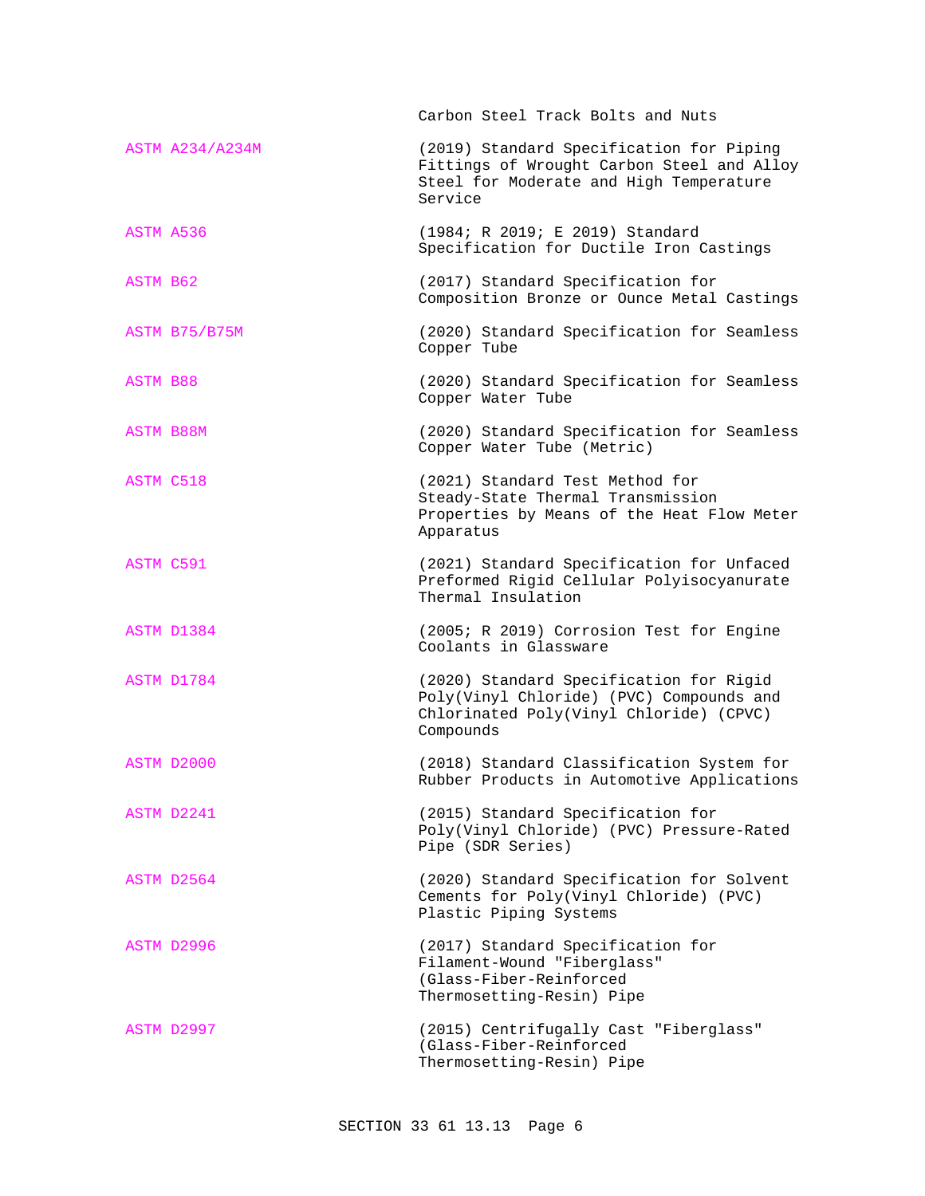| | |
|---|---|
| | Carbon Steel Track Bolts and Nuts |
| ASTM A234/A234M | (2019) Standard Specification for Piping Fittings of Wrought Carbon Steel and Alloy Steel for Moderate and High Temperature Service |
| ASTM A536 | (1984; R 2019; E 2019) Standard Specification for Ductile Iron Castings |
| ASTM B62 | (2017) Standard Specification for Composition Bronze or Ounce Metal Castings |
| ASTM B75/B75M | (2020) Standard Specification for Seamless Copper Tube |
| ASTM B88 | (2020) Standard Specification for Seamless Copper Water Tube |
| ASTM B88M | (2020) Standard Specification for Seamless Copper Water Tube (Metric) |
| ASTM C518 | (2021) Standard Test Method for Steady-State Thermal Transmission Properties by Means of the Heat Flow Meter Apparatus |
| ASTM C591 | (2021) Standard Specification for Unfaced Preformed Rigid Cellular Polyisocyanurate Thermal Insulation |
| ASTM D1384 | (2005; R 2019) Corrosion Test for Engine Coolants in Glassware |
| ASTM D1784 | (2020) Standard Specification for Rigid Poly(Vinyl Chloride) (PVC) Compounds and Chlorinated Poly(Vinyl Chloride) (CPVC) Compounds |
| ASTM D2000 | (2018) Standard Classification System for Rubber Products in Automotive Applications |
| ASTM D2241 | (2015) Standard Specification for Poly(Vinyl Chloride) (PVC) Pressure-Rated Pipe (SDR Series) |
| ASTM D2564 | (2020) Standard Specification for Solvent Cements for Poly(Vinyl Chloride) (PVC) Plastic Piping Systems |
| ASTM D2996 | (2017) Standard Specification for Filament-Wound "Fiberglass" (Glass-Fiber-Reinforced Thermosetting-Resin) Pipe |
| ASTM D2997 | (2015) Centrifugally Cast "Fiberglass" (Glass-Fiber-Reinforced Thermosetting-Resin) Pipe |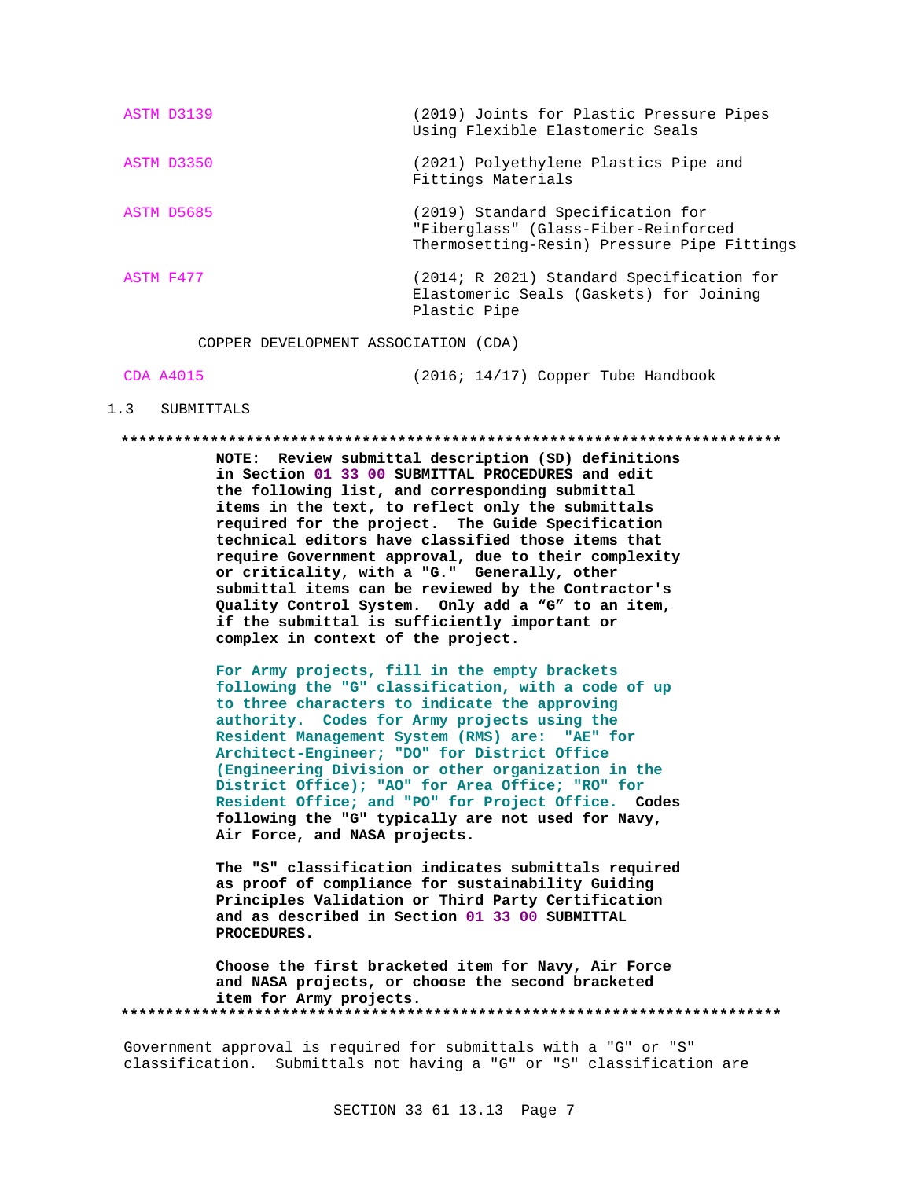| | |
|---|---|
| ASTM D3139 | (2019) Joints for Plastic Pressure Pipes Using Flexible Elastomeric Seals |
| ASTM D3350 | (2021) Polyethylene Plastics Pipe and Fittings Materials |
| ASTM D5685 | (2019) Standard Specification for "Fiberglass" (Glass-Fiber-Reinforced Thermosetting-Resin) Pressure Pipe Fittings |
| ASTM F477 | (2014; R 2021) Standard Specification for Elastomeric Seals (Gaskets) for Joining Plastic Pipe |

COPPER DEVELOPMENT ASSOCIATION (CDA)

| | |
|---|---|
| CDA A4015 | (2016; 14/17) Copper Tube Handbook |

## 1.3 SUBMITTALS

**************************************************************************

**NOTE: Review submittal description (SD) definitions in Section 01 33 00 SUBMITTAL PROCEDURES and edit the following list, and corresponding submittal items in the text, to reflect only the submittals required for the project. The Guide Specification technical editors have classified those items that require Government approval, due to their complexity or criticality, with a "G." Generally, other submittal items can be reviewed by the Contractor's Quality Control System. Only add a "G" to an item, if the submittal is sufficiently important or complex in context of the project.**

**For Army projects, fill in the empty brackets following the "G" classification, with a code of up to three characters to indicate the approving authority. Codes for Army projects using the Resident Management System (RMS) are: "AE" for Architect-Engineer; "DO" for District Office (Engineering Division or other organization in the District Office); "AO" for Area Office; "RO" for Resident Office; and "PO" for Project Office. Codes following the "G" typically are not used for Navy, Air Force, and NASA projects.**

**The "S" classification indicates submittals required as proof of compliance for sustainability Guiding Principles Validation or Third Party Certification and as described in Section 01 33 00 SUBMITTAL PROCEDURES.**

**Choose the first bracketed item for Navy, Air Force and NASA projects, or choose the second bracketed item for Army projects.**

**************************************************************************

Government approval is required for submittals with a "G" or "S" classification. Submittals not having a "G" or "S" classification are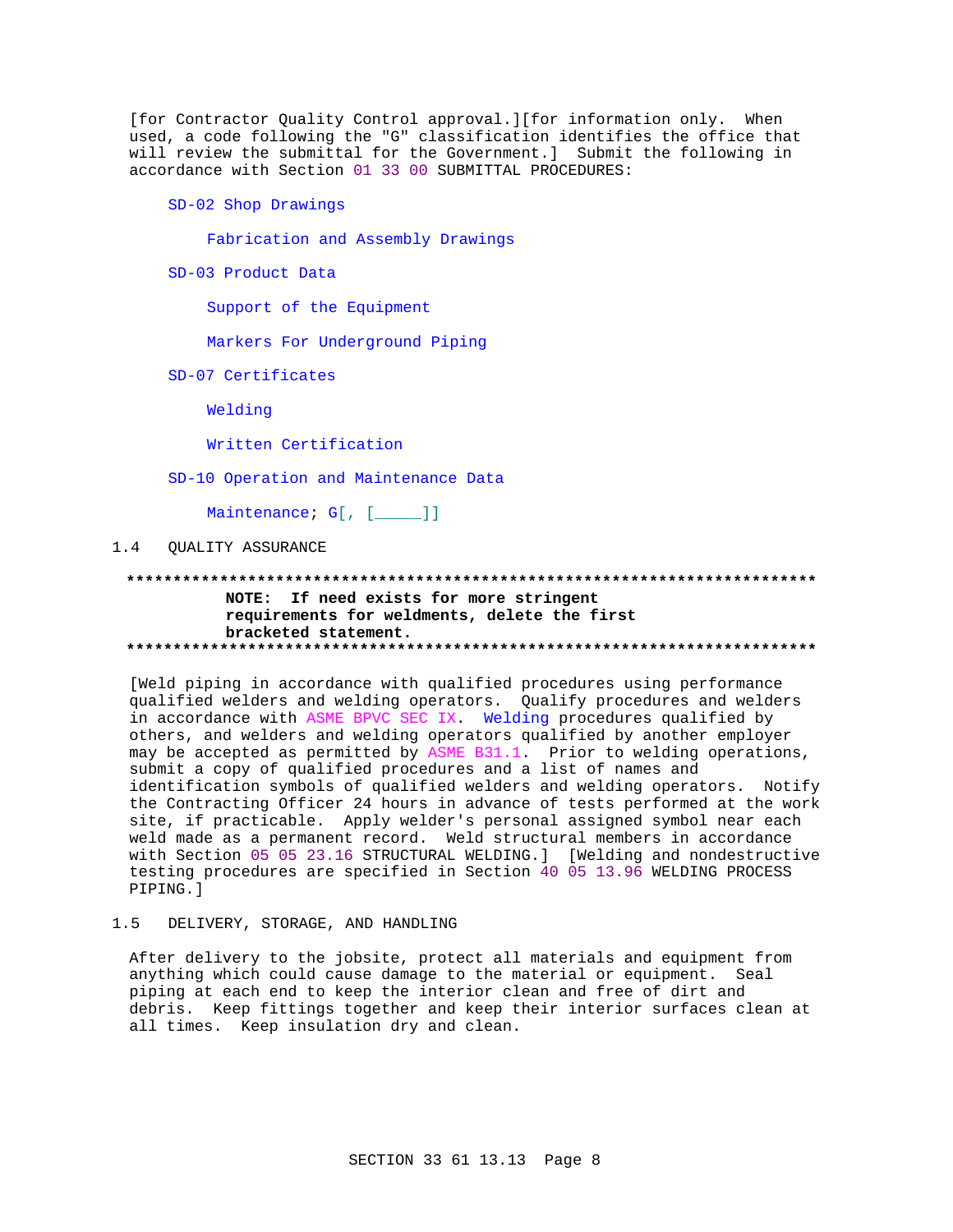[for Contractor Quality Control approval.][for information only. When used, a code following the "G" classification identifies the office that will review the submittal for the Government.] Submit the following in accordance with Section 01 33 00 SUBMITTAL PROCEDURES:

SD-02 Shop Drawings

Fabrication and Assembly Drawings

SD-03 Product Data

Support of the Equipment

Markers For Underground Piping

SD-07 Certificates

Welding

Written Certification

SD-10 Operation and Maintenance Data

Maintenance; G[, [_____]]

## 1.4 QUALITY ASSURANCE

**************************************************************************

**NOTE: If need exists for more stringent requirements for weldments, delete the first bracketed statement.**

**************************************************************************

[Weld piping in accordance with qualified procedures using performance qualified welders and welding operators. Qualify procedures and welders in accordance with ASME BPVC SEC IX. Welding procedures qualified by others, and welders and welding operators qualified by another employer may be accepted as permitted by ASME B31.1. Prior to welding operations, submit a copy of qualified procedures and a list of names and identification symbols of qualified welders and welding operators. Notify the Contracting Officer 24 hours in advance of tests performed at the work site, if practicable. Apply welder's personal assigned symbol near each weld made as a permanent record. Weld structural members in accordance with Section 05 05 23.16 STRUCTURAL WELDING.] [Welding and nondestructive testing procedures are specified in Section 40 05 13.96 WELDING PROCESS PIPING.]

## 1.5 DELIVERY, STORAGE, AND HANDLING

After delivery to the jobsite, protect all materials and equipment from anything which could cause damage to the material or equipment. Seal piping at each end to keep the interior clean and free of dirt and debris. Keep fittings together and keep their interior surfaces clean at all times. Keep insulation dry and clean.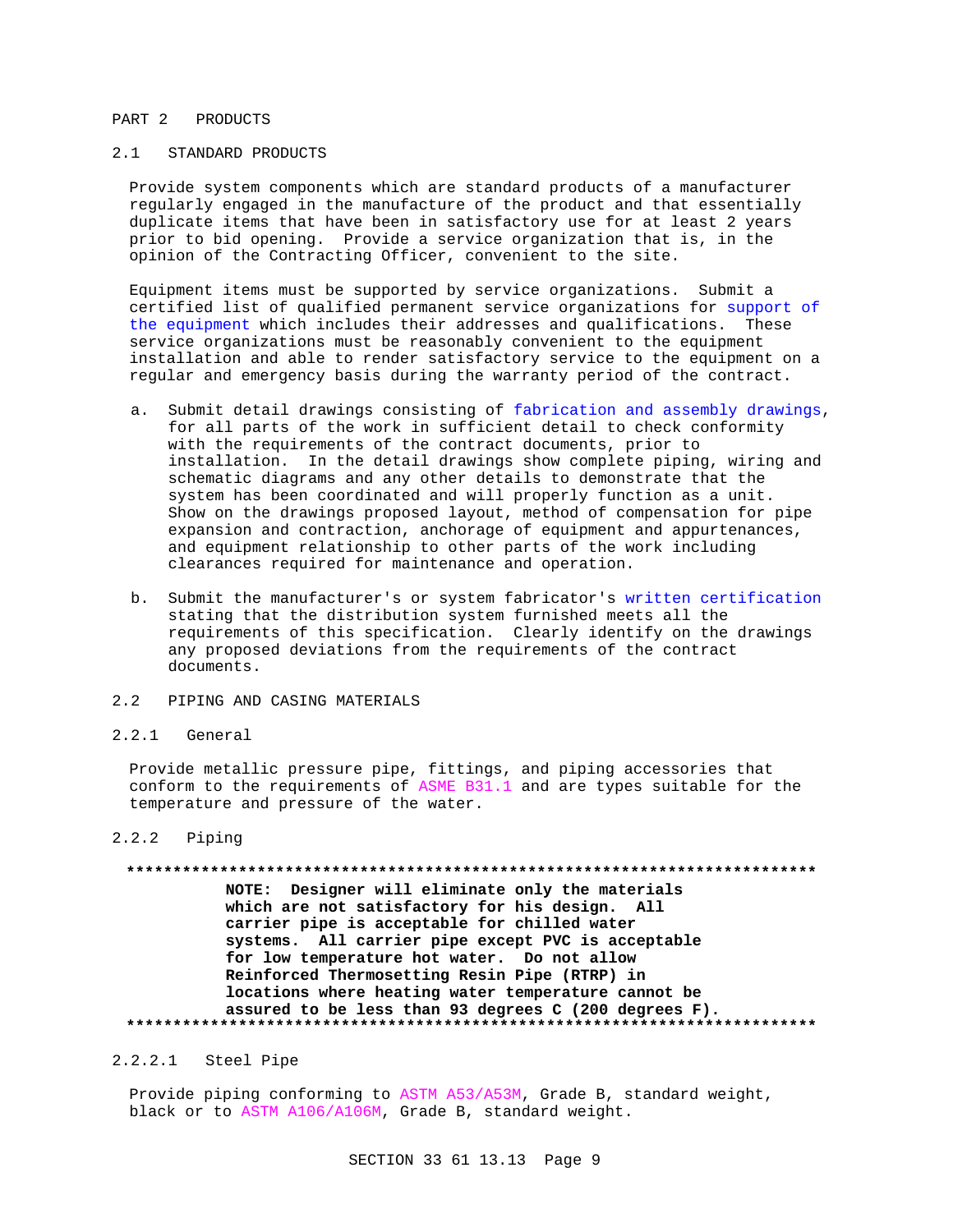# PART 2 PRODUCTS

## 2.1 STANDARD PRODUCTS

Provide system components which are standard products of a manufacturer regularly engaged in the manufacture of the product and that essentially duplicate items that have been in satisfactory use for at least 2 years prior to bid opening. Provide a service organization that is, in the opinion of the Contracting Officer, convenient to the site.

Equipment items must be supported by service organizations. Submit a certified list of qualified permanent service organizations for support of the equipment which includes their addresses and qualifications. These service organizations must be reasonably convenient to the equipment installation and able to render satisfactory service to the equipment on a regular and emergency basis during the warranty period of the contract.

a. Submit detail drawings consisting of fabrication and assembly drawings, for all parts of the work in sufficient detail to check conformity with the requirements of the contract documents, prior to installation. In the detail drawings show complete piping, wiring and schematic diagrams and any other details to demonstrate that the system has been coordinated and will properly function as a unit. Show on the drawings proposed layout, method of compensation for pipe expansion and contraction, anchorage of equipment and appurtenances, and equipment relationship to other parts of the work including clearances required for maintenance and operation.

b. Submit the manufacturer's or system fabricator's written certification stating that the distribution system furnished meets all the requirements of this specification. Clearly identify on the drawings any proposed deviations from the requirements of the contract documents.

## 2.2 PIPING AND CASING MATERIALS

### 2.2.1 General

Provide metallic pressure pipe, fittings, and piping accessories that conform to the requirements of ASME B31.1 and are types suitable for the temperature and pressure of the water.

### 2.2.2 Piping

**************************************************************************

**NOTE: Designer will eliminate only the materials which are not satisfactory for his design. All carrier pipe is acceptable for chilled water systems. All carrier pipe except PVC is acceptable for low temperature hot water. Do not allow Reinforced Thermosetting Resin Pipe (RTRP) in locations where heating water temperature cannot be assured to be less than 93 degrees C (200 degrees F).**

**************************************************************************

#### 2.2.2.1 Steel Pipe

Provide piping conforming to ASTM A53/A53M, Grade B, standard weight, black or to ASTM A106/A106M, Grade B, standard weight.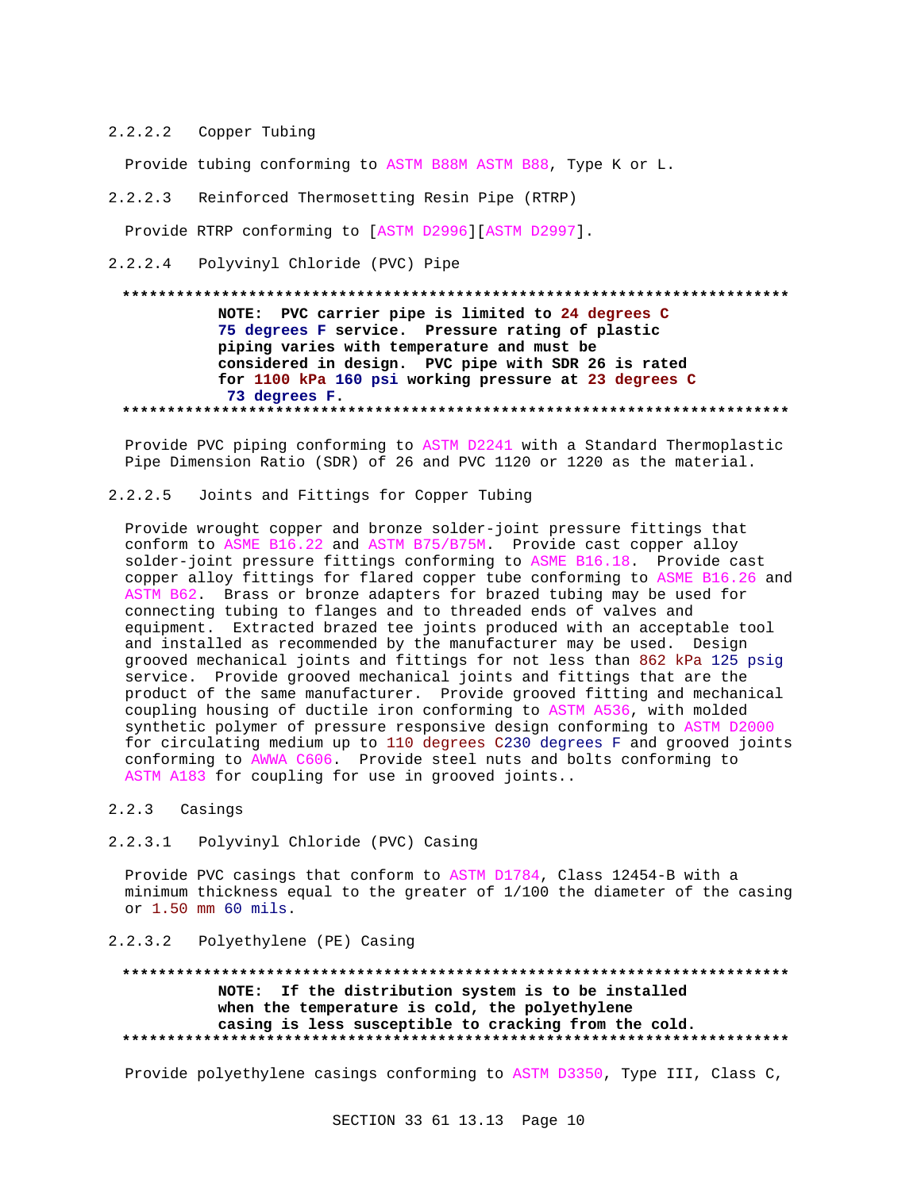#### 2.2.2.2 Copper Tubing

Provide tubing conforming to ASTM B88M ASTM B88, Type K or L.

#### 2.2.2.3 Reinforced Thermosetting Resin Pipe (RTRP)

Provide RTRP conforming to [ASTM D2996][ASTM D2997].

#### 2.2.2.4 Polyvinyl Chloride (PVC) Pipe

**************************************************************************

**NOTE: PVC carrier pipe is limited to 24 degrees C 75 degrees F service. Pressure rating of plastic piping varies with temperature and must be considered in design. PVC pipe with SDR 26 is rated for 1100 kPa 160 psi working pressure at 23 degrees C 73 degrees F.**

**************************************************************************

Provide PVC piping conforming to ASTM D2241 with a Standard Thermoplastic Pipe Dimension Ratio (SDR) of 26 and PVC 1120 or 1220 as the material.

#### 2.2.2.5 Joints and Fittings for Copper Tubing

Provide wrought copper and bronze solder-joint pressure fittings that conform to ASME B16.22 and ASTM B75/B75M. Provide cast copper alloy solder-joint pressure fittings conforming to ASME B16.18. Provide cast copper alloy fittings for flared copper tube conforming to ASME B16.26 and ASTM B62. Brass or bronze adapters for brazed tubing may be used for connecting tubing to flanges and to threaded ends of valves and equipment. Extracted brazed tee joints produced with an acceptable tool and installed as recommended by the manufacturer may be used. Design grooved mechanical joints and fittings for not less than 862 kPa 125 psig service. Provide grooved mechanical joints and fittings that are the product of the same manufacturer. Provide grooved fitting and mechanical coupling housing of ductile iron conforming to ASTM A536, with molded synthetic polymer of pressure responsive design conforming to ASTM D2000 for circulating medium up to 110 degrees C230 degrees F and grooved joints conforming to AWWA C606. Provide steel nuts and bolts conforming to ASTM A183 for coupling for use in grooved joints..

### 2.2.3 Casings

#### 2.2.3.1 Polyvinyl Chloride (PVC) Casing

Provide PVC casings that conform to ASTM D1784, Class 12454-B with a minimum thickness equal to the greater of 1/100 the diameter of the casing or 1.50 mm 60 mils.

#### 2.2.3.2 Polyethylene (PE) Casing

**************************************************************************

**NOTE: If the distribution system is to be installed when the temperature is cold, the polyethylene casing is less susceptible to cracking from the cold.**

**************************************************************************

Provide polyethylene casings conforming to ASTM D3350, Type III, Class C,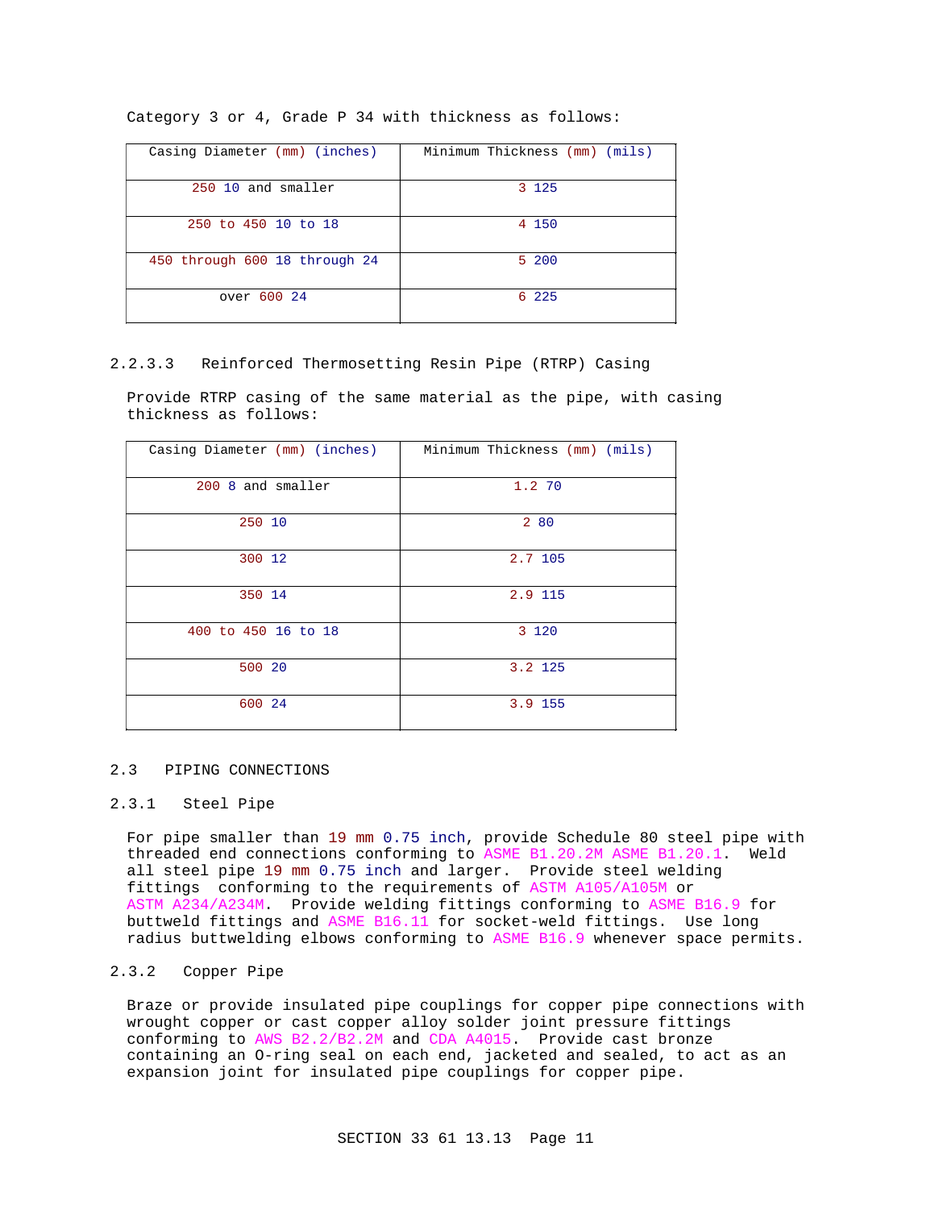Category 3 or 4, Grade P 34 with thickness as follows:

| Casing Diameter (mm) (inches) | Minimum Thickness (mm) (mils) |
|---|---|
| 250 10 and smaller | 3 125 |
| 250 to 450 10 to 18 | 4 150 |
| 450 through 600 18 through 24 | 5 200 |
| over 600 24 | 6 225 |

#### 2.2.3.3 Reinforced Thermosetting Resin Pipe (RTRP) Casing

Provide RTRP casing of the same material as the pipe, with casing thickness as follows:

| Casing Diameter (mm) (inches) | Minimum Thickness (mm) (mils) |
|---|---|
| 200 8 and smaller | 1.2 70 |
| 250 10 | 2 80 |
| 300 12 | 2.7 105 |
| 350 14 | 2.9 115 |
| 400 to 450 16 to 18 | 3 120 |
| 500 20 | 3.2 125 |
| 600 24 | 3.9 155 |

## 2.3 PIPING CONNECTIONS

### 2.3.1 Steel Pipe

For pipe smaller than 19 mm 0.75 inch, provide Schedule 80 steel pipe with threaded end connections conforming to ASME B1.20.2M ASME B1.20.1. Weld all steel pipe 19 mm 0.75 inch and larger. Provide steel welding fittings conforming to the requirements of ASTM A105/A105M or ASTM A234/A234M. Provide welding fittings conforming to ASME B16.9 for buttweld fittings and ASME B16.11 for socket-weld fittings. Use long radius buttwelding elbows conforming to ASME B16.9 whenever space permits.

### 2.3.2 Copper Pipe

Braze or provide insulated pipe couplings for copper pipe connections with wrought copper or cast copper alloy solder joint pressure fittings conforming to AWS B2.2/B2.2M and CDA A4015. Provide cast bronze containing an O-ring seal on each end, jacketed and sealed, to act as an expansion joint for insulated pipe couplings for copper pipe.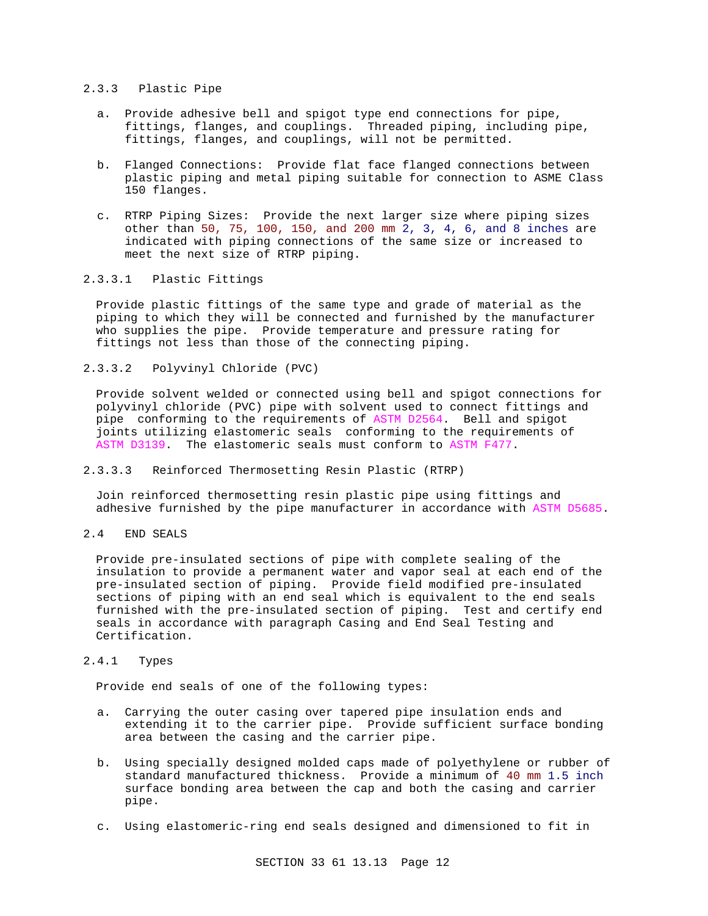#### 2.3.3 Plastic Pipe

a. Provide adhesive bell and spigot type end connections for pipe, fittings, flanges, and couplings. Threaded piping, including pipe, fittings, flanges, and couplings, will not be permitted.

b. Flanged Connections: Provide flat face flanged connections between plastic piping and metal piping suitable for connection to ASME Class 150 flanges.

c. RTRP Piping Sizes: Provide the next larger size where piping sizes other than 50, 75, 100, 150, and 200 mm 2, 3, 4, 6, and 8 inches are indicated with piping connections of the same size or increased to meet the next size of RTRP piping.

##### 2.3.3.1 Plastic Fittings

Provide plastic fittings of the same type and grade of material as the piping to which they will be connected and furnished by the manufacturer who supplies the pipe. Provide temperature and pressure rating for fittings not less than those of the connecting piping.

##### 2.3.3.2 Polyvinyl Chloride (PVC)

Provide solvent welded or connected using bell and spigot connections for polyvinyl chloride (PVC) pipe with solvent used to connect fittings and pipe conforming to the requirements of ASTM D2564. Bell and spigot joints utilizing elastomeric seals conforming to the requirements of ASTM D3139. The elastomeric seals must conform to ASTM F477.

##### 2.3.3.3 Reinforced Thermosetting Resin Plastic (RTRP)

Join reinforced thermosetting resin plastic pipe using fittings and adhesive furnished by the pipe manufacturer in accordance with ASTM D5685.

### 2.4 END SEALS

Provide pre-insulated sections of pipe with complete sealing of the insulation to provide a permanent water and vapor seal at each end of the pre-insulated section of piping. Provide field modified pre-insulated sections of piping with an end seal which is equivalent to the end seals furnished with the pre-insulated section of piping. Test and certify end seals in accordance with paragraph Casing and End Seal Testing and Certification.

#### 2.4.1 Types

Provide end seals of one of the following types:

a. Carrying the outer casing over tapered pipe insulation ends and extending it to the carrier pipe. Provide sufficient surface bonding area between the casing and the carrier pipe.

b. Using specially designed molded caps made of polyethylene or rubber of standard manufactured thickness. Provide a minimum of 40 mm 1.5 inch surface bonding area between the cap and both the casing and carrier pipe.

c. Using elastomeric-ring end seals designed and dimensioned to fit in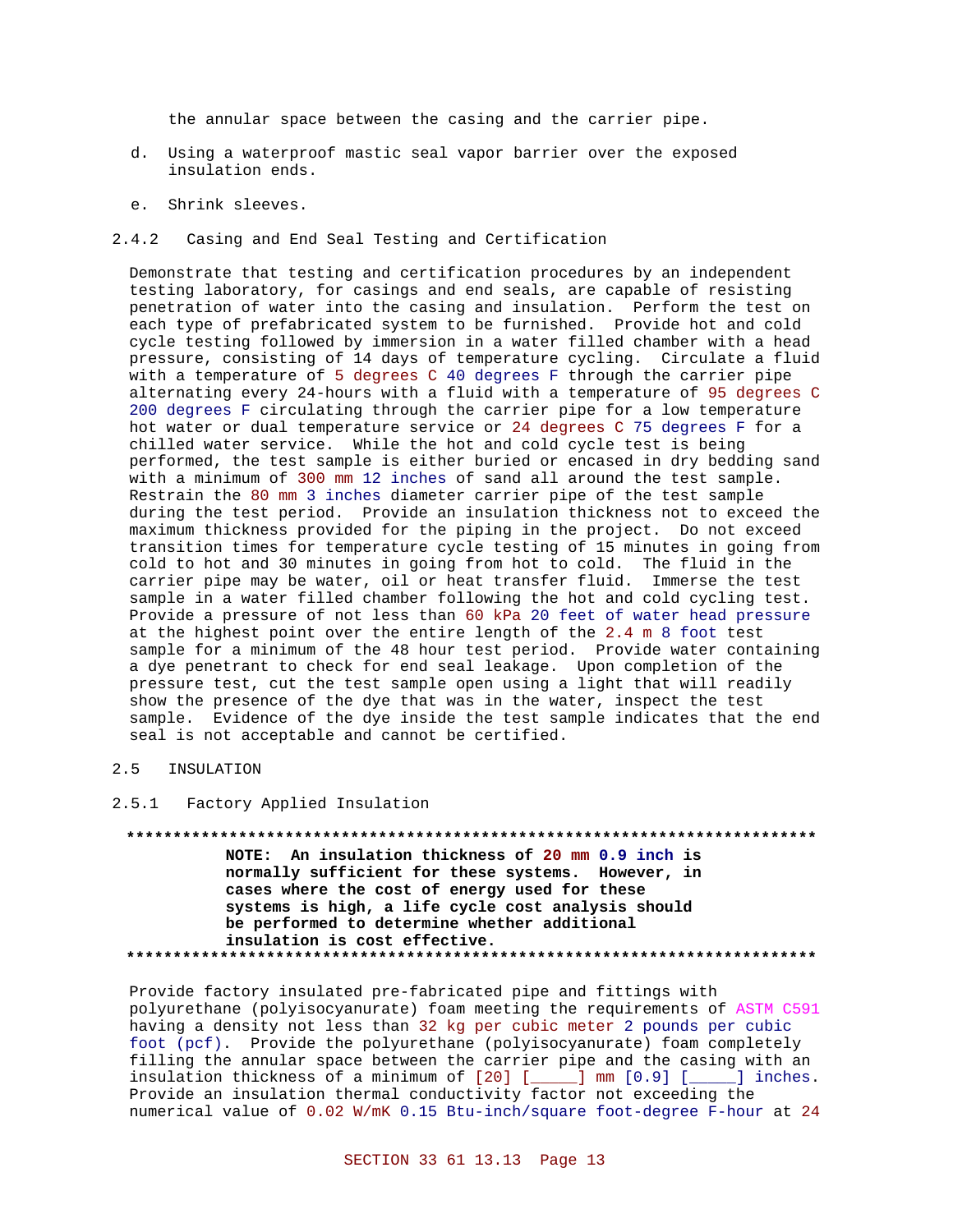the annular space between the casing and the carrier pipe.

d. Using a waterproof mastic seal vapor barrier over the exposed insulation ends.

e. Shrink sleeves.

### 2.4.2 Casing and End Seal Testing and Certification

Demonstrate that testing and certification procedures by an independent testing laboratory, for casings and end seals, are capable of resisting penetration of water into the casing and insulation. Perform the test on each type of prefabricated system to be furnished. Provide hot and cold cycle testing followed by immersion in a water filled chamber with a head pressure, consisting of 14 days of temperature cycling. Circulate a fluid with a temperature of 5 degrees C 40 degrees F through the carrier pipe alternating every 24-hours with a fluid with a temperature of 95 degrees C 200 degrees F circulating through the carrier pipe for a low temperature hot water or dual temperature service or 24 degrees C 75 degrees F for a chilled water service. While the hot and cold cycle test is being performed, the test sample is either buried or encased in dry bedding sand with a minimum of 300 mm 12 inches of sand all around the test sample. Restrain the 80 mm 3 inches diameter carrier pipe of the test sample during the test period. Provide an insulation thickness not to exceed the maximum thickness provided for the piping in the project. Do not exceed transition times for temperature cycle testing of 15 minutes in going from cold to hot and 30 minutes in going from hot to cold. The fluid in the carrier pipe may be water, oil or heat transfer fluid. Immerse the test sample in a water filled chamber following the hot and cold cycling test. Provide a pressure of not less than 60 kPa 20 feet of water head pressure at the highest point over the entire length of the 2.4 m 8 foot test sample for a minimum of the 48 hour test period. Provide water containing a dye penetrant to check for end seal leakage. Upon completion of the pressure test, cut the test sample open using a light that will readily show the presence of the dye that was in the water, inspect the test sample. Evidence of the dye inside the test sample indicates that the end seal is not acceptable and cannot be certified.

## 2.5 INSULATION

### 2.5.1 Factory Applied Insulation

**************************************************************************

**NOTE: An insulation thickness of 20 mm 0.9 inch is normally sufficient for these systems. However, in cases where the cost of energy used for these systems is high, a life cycle cost analysis should be performed to determine whether additional insulation is cost effective.**

**************************************************************************

Provide factory insulated pre-fabricated pipe and fittings with polyurethane (polyisocyanurate) foam meeting the requirements of ASTM C591 having a density not less than 32 kg per cubic meter 2 pounds per cubic foot (pcf). Provide the polyurethane (polyisocyanurate) foam completely filling the annular space between the carrier pipe and the casing with an insulation thickness of a minimum of [20] [_____] mm [0.9] [_____] inches. Provide an insulation thermal conductivity factor not exceeding the numerical value of 0.02 W/mK 0.15 Btu-inch/square foot-degree F-hour at 24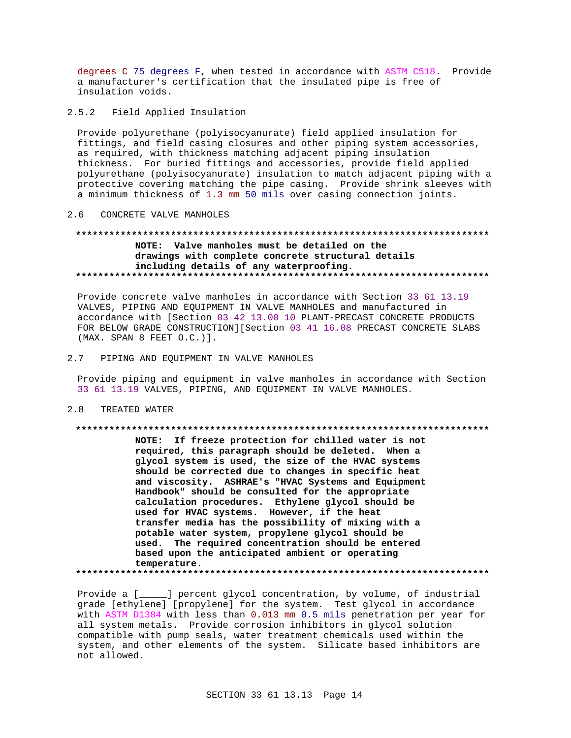degrees C 75 degrees F, when tested in accordance with ASTM C518. Provide a manufacturer's certification that the insulated pipe is free of insulation voids.

### 2.5.2 Field Applied Insulation

Provide polyurethane (polyisocyanurate) field applied insulation for fittings, and field casing closures and other piping system accessories, as required, with thickness matching adjacent piping insulation thickness. For buried fittings and accessories, provide field applied polyurethane (polyisocyanurate) insulation to match adjacent piping with a protective covering matching the pipe casing. Provide shrink sleeves with a minimum thickness of 1.3 mm 50 mils over casing connection joints.

## 2.6 CONCRETE VALVE MANHOLES

**************************************************************************

**NOTE: Valve manholes must be detailed on the drawings with complete concrete structural details including details of any waterproofing.**

**************************************************************************

Provide concrete valve manholes in accordance with Section 33 61 13.19 VALVES, PIPING AND EQUIPMENT IN VALVE MANHOLES and manufactured in accordance with [Section 03 42 13.00 10 PLANT-PRECAST CONCRETE PRODUCTS FOR BELOW GRADE CONSTRUCTION][Section 03 41 16.08 PRECAST CONCRETE SLABS (MAX. SPAN 8 FEET O.C.)].

## 2.7 PIPING AND EQUIPMENT IN VALVE MANHOLES

Provide piping and equipment in valve manholes in accordance with Section 33 61 13.19 VALVES, PIPING, AND EQUIPMENT IN VALVE MANHOLES.

## 2.8 TREATED WATER

**************************************************************************

**NOTE: If freeze protection for chilled water is not required, this paragraph should be deleted. When a glycol system is used, the size of the HVAC systems should be corrected due to changes in specific heat and viscosity. ASHRAE's "HVAC Systems and Equipment Handbook" should be consulted for the appropriate calculation procedures. Ethylene glycol should be used for HVAC systems. However, if the heat transfer media has the possibility of mixing with a potable water system, propylene glycol should be used. The required concentration should be entered based upon the anticipated ambient or operating temperature.**

**************************************************************************

Provide a [_____] percent glycol concentration, by volume, of industrial grade [ethylene] [propylene] for the system. Test glycol in accordance with ASTM D1384 with less than 0.013 mm 0.5 mils penetration per year for all system metals. Provide corrosion inhibitors in glycol solution compatible with pump seals, water treatment chemicals used within the system, and other elements of the system. Silicate based inhibitors are not allowed.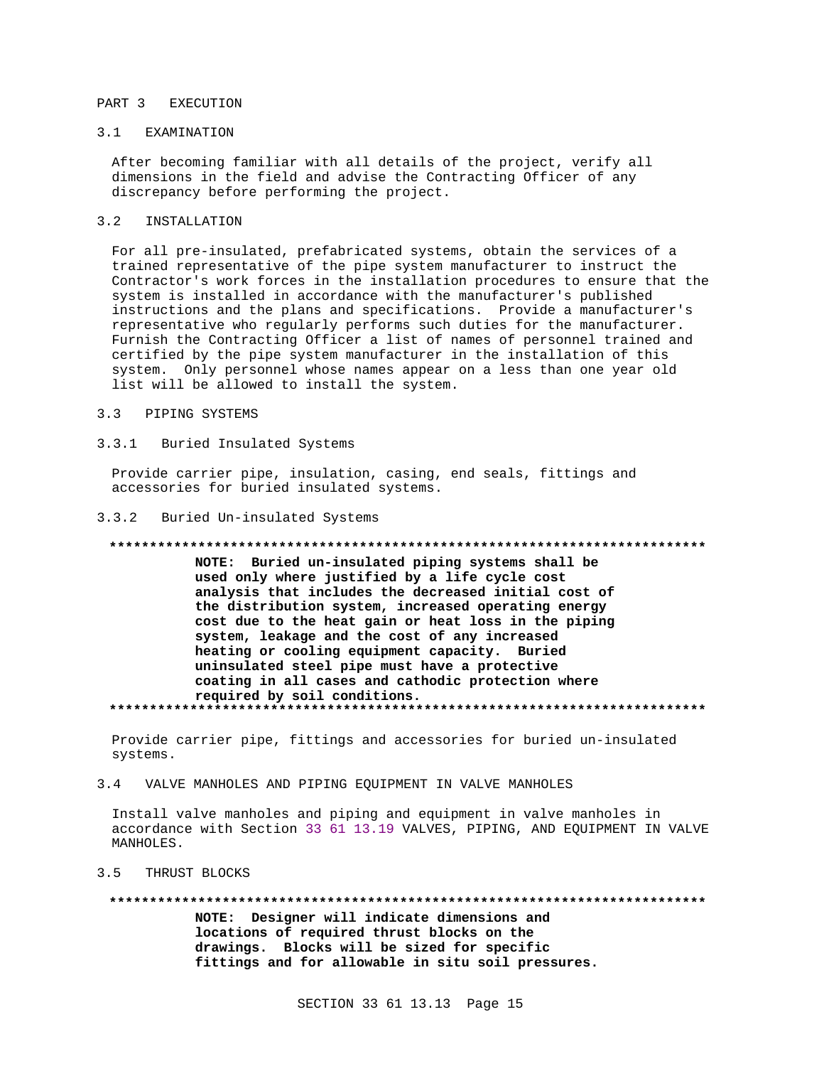## PART 3 EXECUTION

### 3.1 EXAMINATION

After becoming familiar with all details of the project, verify all dimensions in the field and advise the Contracting Officer of any discrepancy before performing the project.

### 3.2 INSTALLATION

For all pre-insulated, prefabricated systems, obtain the services of a trained representative of the pipe system manufacturer to instruct the Contractor's work forces in the installation procedures to ensure that the system is installed in accordance with the manufacturer's published instructions and the plans and specifications. Provide a manufacturer's representative who regularly performs such duties for the manufacturer. Furnish the Contracting Officer a list of names of personnel trained and certified by the pipe system manufacturer in the installation of this system. Only personnel whose names appear on a less than one year old list will be allowed to install the system.

### 3.3 PIPING SYSTEMS

#### 3.3.1 Buried Insulated Systems

Provide carrier pipe, insulation, casing, end seals, fittings and accessories for buried insulated systems.

#### 3.3.2 Buried Un-insulated Systems

**************************************************************************

**NOTE: Buried un-insulated piping systems shall be used only where justified by a life cycle cost analysis that includes the decreased initial cost of the distribution system, increased operating energy cost due to the heat gain or heat loss in the piping system, leakage and the cost of any increased heating or cooling equipment capacity. Buried uninsulated steel pipe must have a protective coating in all cases and cathodic protection where required by soil conditions.**

**************************************************************************

Provide carrier pipe, fittings and accessories for buried un-insulated systems.

### 3.4 VALVE MANHOLES AND PIPING EQUIPMENT IN VALVE MANHOLES

Install valve manholes and piping and equipment in valve manholes in accordance with Section 33 61 13.19 VALVES, PIPING, AND EQUIPMENT IN VALVE MANHOLES.

### 3.5 THRUST BLOCKS

**************************************************************************

**NOTE: Designer will indicate dimensions and locations of required thrust blocks on the drawings. Blocks will be sized for specific fittings and for allowable in situ soil pressures.**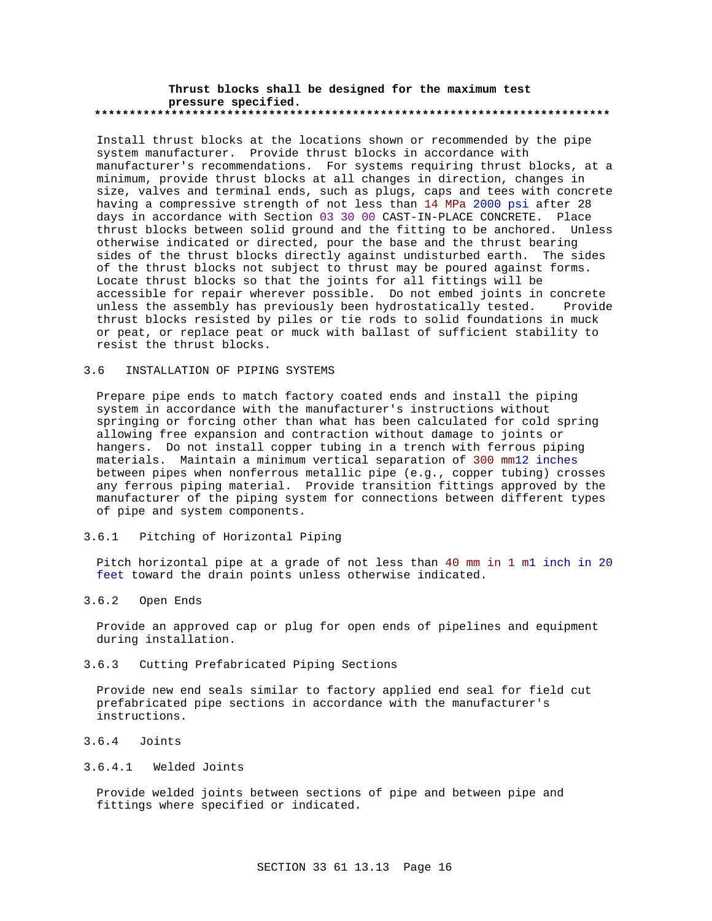**Thrust blocks shall be designed for the maximum test pressure specified.**
**************************************************************************

Install thrust blocks at the locations shown or recommended by the pipe system manufacturer. Provide thrust blocks in accordance with manufacturer's recommendations. For systems requiring thrust blocks, at a minimum, provide thrust blocks at all changes in direction, changes in size, valves and terminal ends, such as plugs, caps and tees with concrete having a compressive strength of not less than 14 MPa 2000 psi after 28 days in accordance with Section 03 30 00 CAST-IN-PLACE CONCRETE. Place thrust blocks between solid ground and the fitting to be anchored. Unless otherwise indicated or directed, pour the base and the thrust bearing sides of the thrust blocks directly against undisturbed earth. The sides of the thrust blocks not subject to thrust may be poured against forms. Locate thrust blocks so that the joints for all fittings will be accessible for repair wherever possible. Do not embed joints in concrete unless the assembly has previously been hydrostatically tested. Provide thrust blocks resisted by piles or tie rods to solid foundations in muck or peat, or replace peat or muck with ballast of sufficient stability to resist the thrust blocks.

## 3.6 INSTALLATION OF PIPING SYSTEMS

Prepare pipe ends to match factory coated ends and install the piping system in accordance with the manufacturer's instructions without springing or forcing other than what has been calculated for cold spring allowing free expansion and contraction without damage to joints or hangers. Do not install copper tubing in a trench with ferrous piping materials. Maintain a minimum vertical separation of 300 mm12 inches between pipes when nonferrous metallic pipe (e.g., copper tubing) crosses any ferrous piping material. Provide transition fittings approved by the manufacturer of the piping system for connections between different types of pipe and system components.

### 3.6.1 Pitching of Horizontal Piping

Pitch horizontal pipe at a grade of not less than 40 mm in 1 m1 inch in 20 feet toward the drain points unless otherwise indicated.

### 3.6.2 Open Ends

Provide an approved cap or plug for open ends of pipelines and equipment during installation.

### 3.6.3 Cutting Prefabricated Piping Sections

Provide new end seals similar to factory applied end seal for field cut prefabricated pipe sections in accordance with the manufacturer's instructions.

### 3.6.4 Joints

#### 3.6.4.1 Welded Joints

Provide welded joints between sections of pipe and between pipe and fittings where specified or indicated.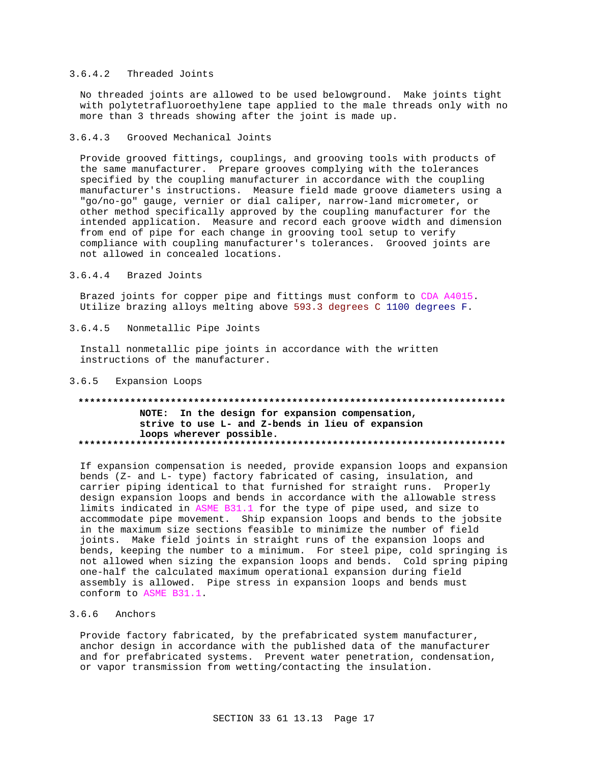#### 3.6.4.2 Threaded Joints

No threaded joints are allowed to be used belowground. Make joints tight with polytetrafluoroethylene tape applied to the male threads only with no more than 3 threads showing after the joint is made up.

#### 3.6.4.3 Grooved Mechanical Joints

Provide grooved fittings, couplings, and grooving tools with products of the same manufacturer. Prepare grooves complying with the tolerances specified by the coupling manufacturer in accordance with the coupling manufacturer's instructions. Measure field made groove diameters using a "go/no-go" gauge, vernier or dial caliper, narrow-land micrometer, or other method specifically approved by the coupling manufacturer for the intended application. Measure and record each groove width and dimension from end of pipe for each change in grooving tool setup to verify compliance with coupling manufacturer's tolerances. Grooved joints are not allowed in concealed locations.

#### 3.6.4.4 Brazed Joints

Brazed joints for copper pipe and fittings must conform to CDA A4015. Utilize brazing alloys melting above 593.3 degrees C 1100 degrees F.

#### 3.6.4.5 Nonmetallic Pipe Joints

Install nonmetallic pipe joints in accordance with the written instructions of the manufacturer.

### 3.6.5 Expansion Loops

**************************************************************************
**NOTE: In the design for expansion compensation, strive to use L- and Z-bends in lieu of expansion loops wherever possible.**
**************************************************************************

If expansion compensation is needed, provide expansion loops and expansion bends (Z- and L- type) factory fabricated of casing, insulation, and carrier piping identical to that furnished for straight runs. Properly design expansion loops and bends in accordance with the allowable stress limits indicated in ASME B31.1 for the type of pipe used, and size to accommodate pipe movement. Ship expansion loops and bends to the jobsite in the maximum size sections feasible to minimize the number of field joints. Make field joints in straight runs of the expansion loops and bends, keeping the number to a minimum. For steel pipe, cold springing is not allowed when sizing the expansion loops and bends. Cold spring piping one-half the calculated maximum operational expansion during field assembly is allowed. Pipe stress in expansion loops and bends must conform to ASME B31.1.

### 3.6.6 Anchors

Provide factory fabricated, by the prefabricated system manufacturer, anchor design in accordance with the published data of the manufacturer and for prefabricated systems. Prevent water penetration, condensation, or vapor transmission from wetting/contacting the insulation.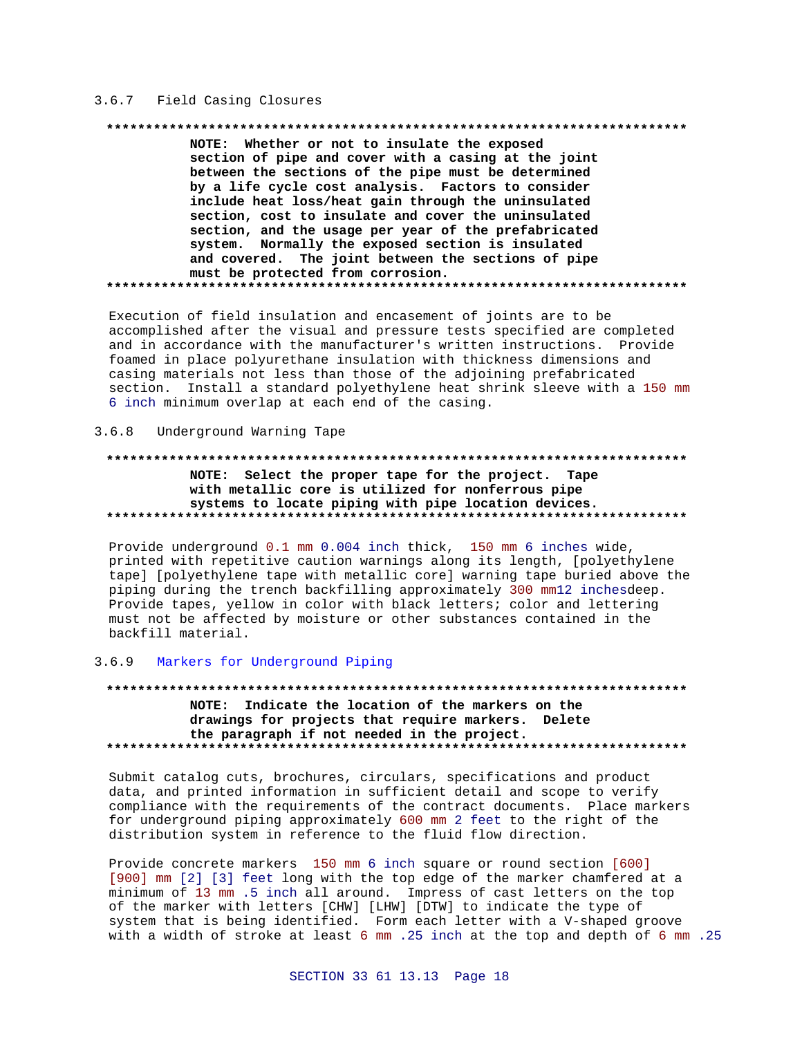### 3.6.7 Field Casing Closures

**************************************************************************

**NOTE: Whether or not to insulate the exposed section of pipe and cover with a casing at the joint between the sections of the pipe must be determined by a life cycle cost analysis. Factors to consider include heat loss/heat gain through the uninsulated section, cost to insulate and cover the uninsulated section, and the usage per year of the prefabricated system. Normally the exposed section is insulated and covered. The joint between the sections of pipe must be protected from corrosion.**

**************************************************************************

Execution of field insulation and encasement of joints are to be accomplished after the visual and pressure tests specified are completed and in accordance with the manufacturer's written instructions. Provide foamed in place polyurethane insulation with thickness dimensions and casing materials not less than those of the adjoining prefabricated section. Install a standard polyethylene heat shrink sleeve with a 150 mm 6 inch minimum overlap at each end of the casing.

### 3.6.8 Underground Warning Tape

**************************************************************************

**NOTE: Select the proper tape for the project. Tape with metallic core is utilized for nonferrous pipe systems to locate piping with pipe location devices.**

**************************************************************************

Provide underground 0.1 mm 0.004 inch thick, 150 mm 6 inches wide, printed with repetitive caution warnings along its length, [polyethylene tape] [polyethylene tape with metallic core] warning tape buried above the piping during the trench backfilling approximately 300 mm12 inchesdeep. Provide tapes, yellow in color with black letters; color and lettering must not be affected by moisture or other substances contained in the backfill material.

### 3.6.9 Markers for Underground Piping

**************************************************************************

**NOTE: Indicate the location of the markers on the drawings for projects that require markers. Delete the paragraph if not needed in the project.**

**************************************************************************

Submit catalog cuts, brochures, circulars, specifications and product data, and printed information in sufficient detail and scope to verify compliance with the requirements of the contract documents. Place markers for underground piping approximately 600 mm 2 feet to the right of the distribution system in reference to the fluid flow direction.

Provide concrete markers 150 mm 6 inch square or round section [600] [900] mm [2] [3] feet long with the top edge of the marker chamfered at a minimum of 13 mm .5 inch all around. Impress of cast letters on the top of the marker with letters [CHW] [LHW] [DTW] to indicate the type of system that is being identified. Form each letter with a V-shaped groove with a width of stroke at least 6 mm .25 inch at the top and depth of 6 mm .25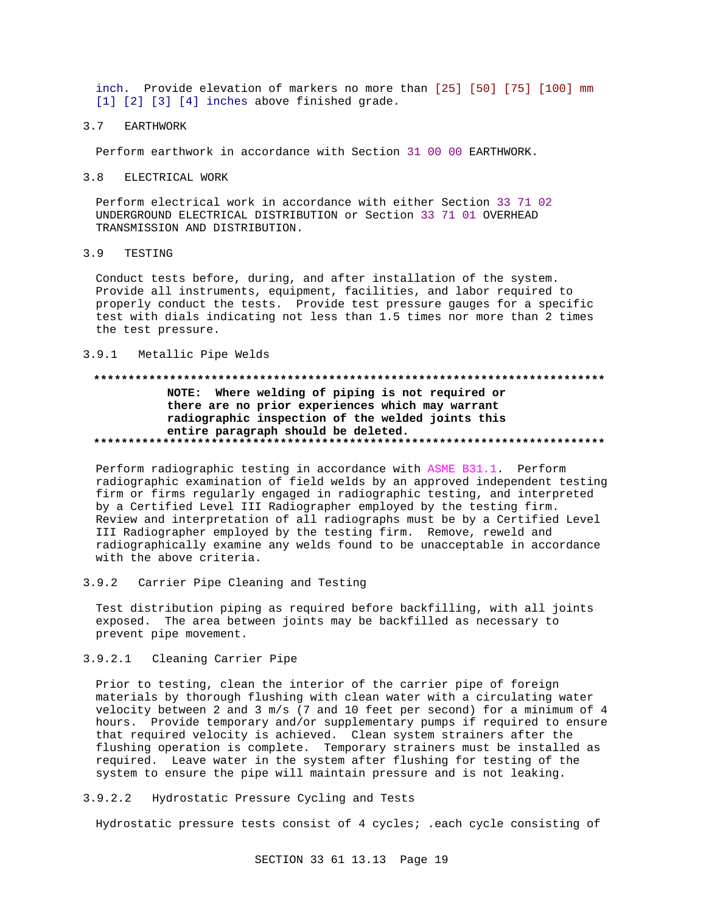inch. Provide elevation of markers no more than [25] [50] [75] [100] mm [1] [2] [3] [4] inches above finished grade.

## 3.7 EARTHWORK

Perform earthwork in accordance with Section 31 00 00 EARTHWORK.

## 3.8 ELECTRICAL WORK

Perform electrical work in accordance with either Section 33 71 02 UNDERGROUND ELECTRICAL DISTRIBUTION or Section 33 71 01 OVERHEAD TRANSMISSION AND DISTRIBUTION.

## 3.9 TESTING

Conduct tests before, during, and after installation of the system. Provide all instruments, equipment, facilities, and labor required to properly conduct the tests. Provide test pressure gauges for a specific test with dials indicating not less than 1.5 times nor more than 2 times the test pressure.

### 3.9.1 Metallic Pipe Welds

**************************************************************************

**NOTE: Where welding of piping is not required or there are no prior experiences which may warrant radiographic inspection of the welded joints this entire paragraph should be deleted.**

**************************************************************************

Perform radiographic testing in accordance with ASME B31.1. Perform radiographic examination of field welds by an approved independent testing firm or firms regularly engaged in radiographic testing, and interpreted by a Certified Level III Radiographer employed by the testing firm. Review and interpretation of all radiographs must be by a Certified Level III Radiographer employed by the testing firm. Remove, reweld and radiographically examine any welds found to be unacceptable in accordance with the above criteria.

### 3.9.2 Carrier Pipe Cleaning and Testing

Test distribution piping as required before backfilling, with all joints exposed. The area between joints may be backfilled as necessary to prevent pipe movement.

#### 3.9.2.1 Cleaning Carrier Pipe

Prior to testing, clean the interior of the carrier pipe of foreign materials by thorough flushing with clean water with a circulating water velocity between 2 and 3 m/s (7 and 10 feet per second) for a minimum of 4 hours. Provide temporary and/or supplementary pumps if required to ensure that required velocity is achieved. Clean system strainers after the flushing operation is complete. Temporary strainers must be installed as required. Leave water in the system after flushing for testing of the system to ensure the pipe will maintain pressure and is not leaking.

#### 3.9.2.2 Hydrostatic Pressure Cycling and Tests

Hydrostatic pressure tests consist of 4 cycles; .each cycle consisting of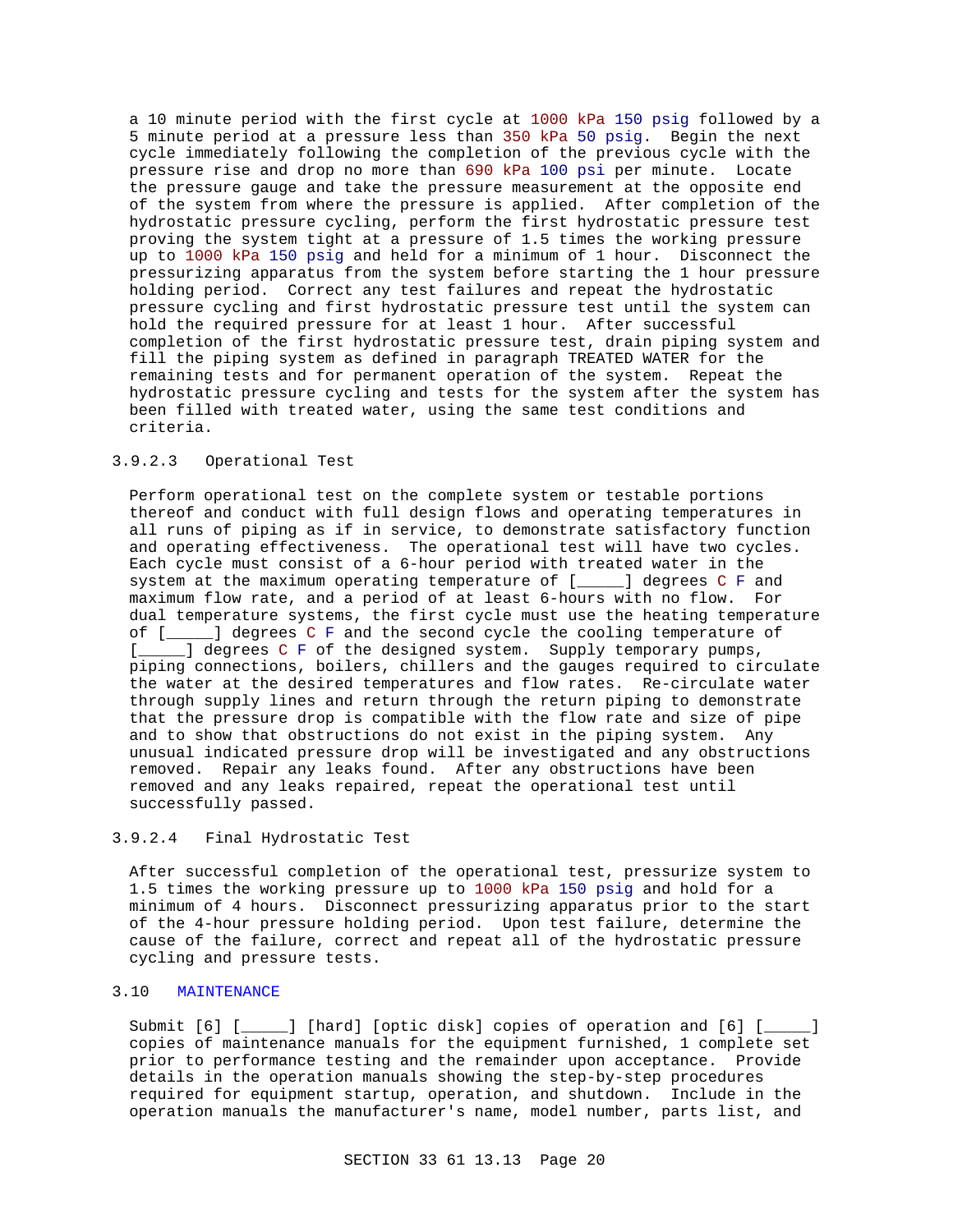a 10 minute period with the first cycle at 1000 kPa 150 psig followed by a 5 minute period at a pressure less than 350 kPa 50 psig. Begin the next cycle immediately following the completion of the previous cycle with the pressure rise and drop no more than 690 kPa 100 psi per minute. Locate the pressure gauge and take the pressure measurement at the opposite end of the system from where the pressure is applied. After completion of the hydrostatic pressure cycling, perform the first hydrostatic pressure test proving the system tight at a pressure of 1.5 times the working pressure up to 1000 kPa 150 psig and held for a minimum of 1 hour. Disconnect the pressurizing apparatus from the system before starting the 1 hour pressure holding period. Correct any test failures and repeat the hydrostatic pressure cycling and first hydrostatic pressure test until the system can hold the required pressure for at least 1 hour. After successful completion of the first hydrostatic pressure test, drain piping system and fill the piping system as defined in paragraph TREATED WATER for the remaining tests and for permanent operation of the system. Repeat the hydrostatic pressure cycling and tests for the system after the system has been filled with treated water, using the same test conditions and criteria.

#### 3.9.2.3 Operational Test

Perform operational test on the complete system or testable portions thereof and conduct with full design flows and operating temperatures in all runs of piping as if in service, to demonstrate satisfactory function and operating effectiveness. The operational test will have two cycles. Each cycle must consist of a 6-hour period with treated water in the system at the maximum operating temperature of [_____] degrees C F and maximum flow rate, and a period of at least 6-hours with no flow. For dual temperature systems, the first cycle must use the heating temperature of [_____] degrees C F and the second cycle the cooling temperature of [_____] degrees C F of the designed system. Supply temporary pumps, piping connections, boilers, chillers and the gauges required to circulate the water at the desired temperatures and flow rates. Re-circulate water through supply lines and return through the return piping to demonstrate that the pressure drop is compatible with the flow rate and size of pipe and to show that obstructions do not exist in the piping system. Any unusual indicated pressure drop will be investigated and any obstructions removed. Repair any leaks found. After any obstructions have been removed and any leaks repaired, repeat the operational test until successfully passed.

#### 3.9.2.4 Final Hydrostatic Test

After successful completion of the operational test, pressurize system to 1.5 times the working pressure up to 1000 kPa 150 psig and hold for a minimum of 4 hours. Disconnect pressurizing apparatus prior to the start of the 4-hour pressure holding period. Upon test failure, determine the cause of the failure, correct and repeat all of the hydrostatic pressure cycling and pressure tests.

## 3.10 MAINTENANCE

Submit [6] [_____] [hard] [optic disk] copies of operation and [6] [_____] copies of maintenance manuals for the equipment furnished, 1 complete set prior to performance testing and the remainder upon acceptance. Provide details in the operation manuals showing the step-by-step procedures required for equipment startup, operation, and shutdown. Include in the operation manuals the manufacturer's name, model number, parts list, and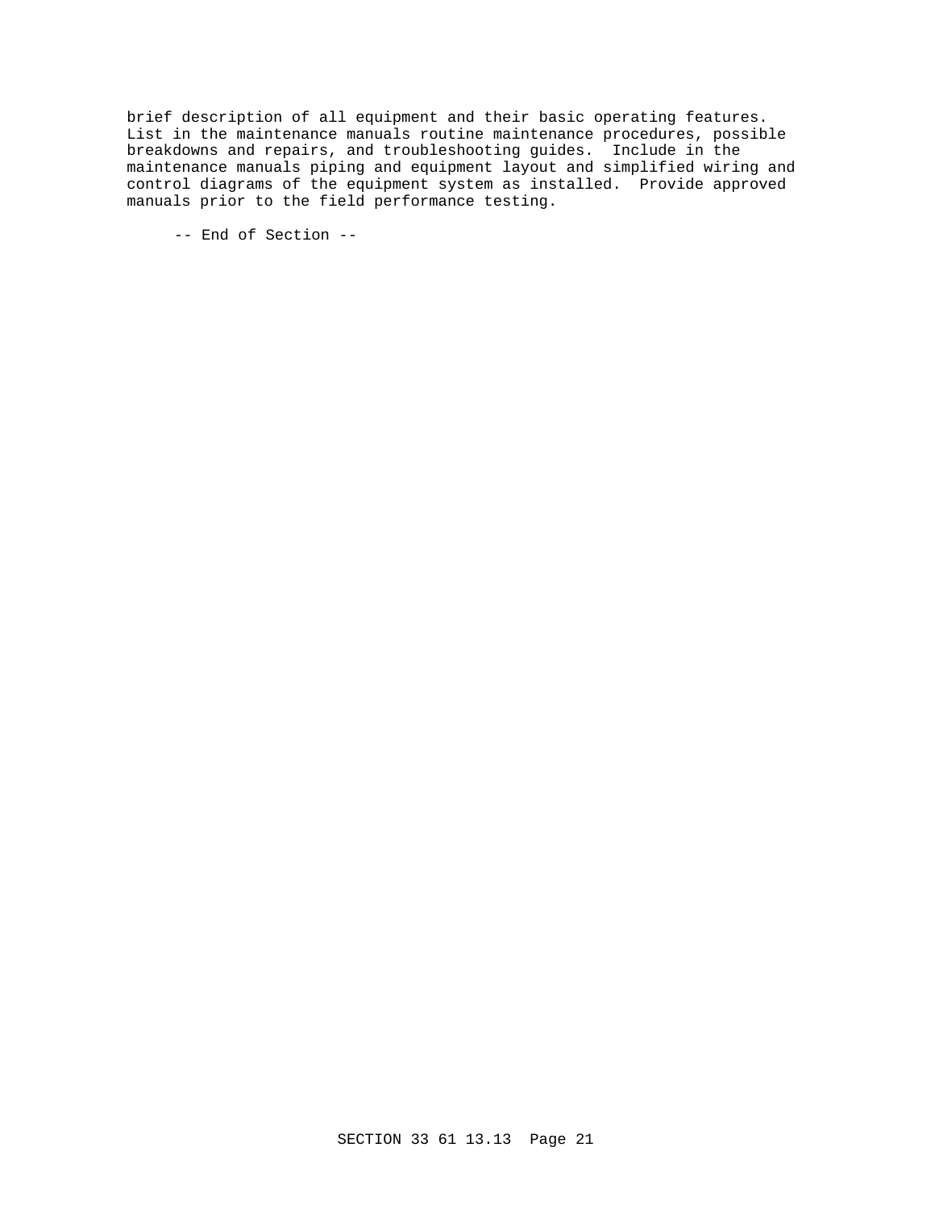brief description of all equipment and their basic operating features. List in the maintenance manuals routine maintenance procedures, possible breakdowns and repairs, and troubleshooting guides. Include in the maintenance manuals piping and equipment layout and simplified wiring and control diagrams of the equipment system as installed. Provide approved manuals prior to the field performance testing.

-- End of Section --